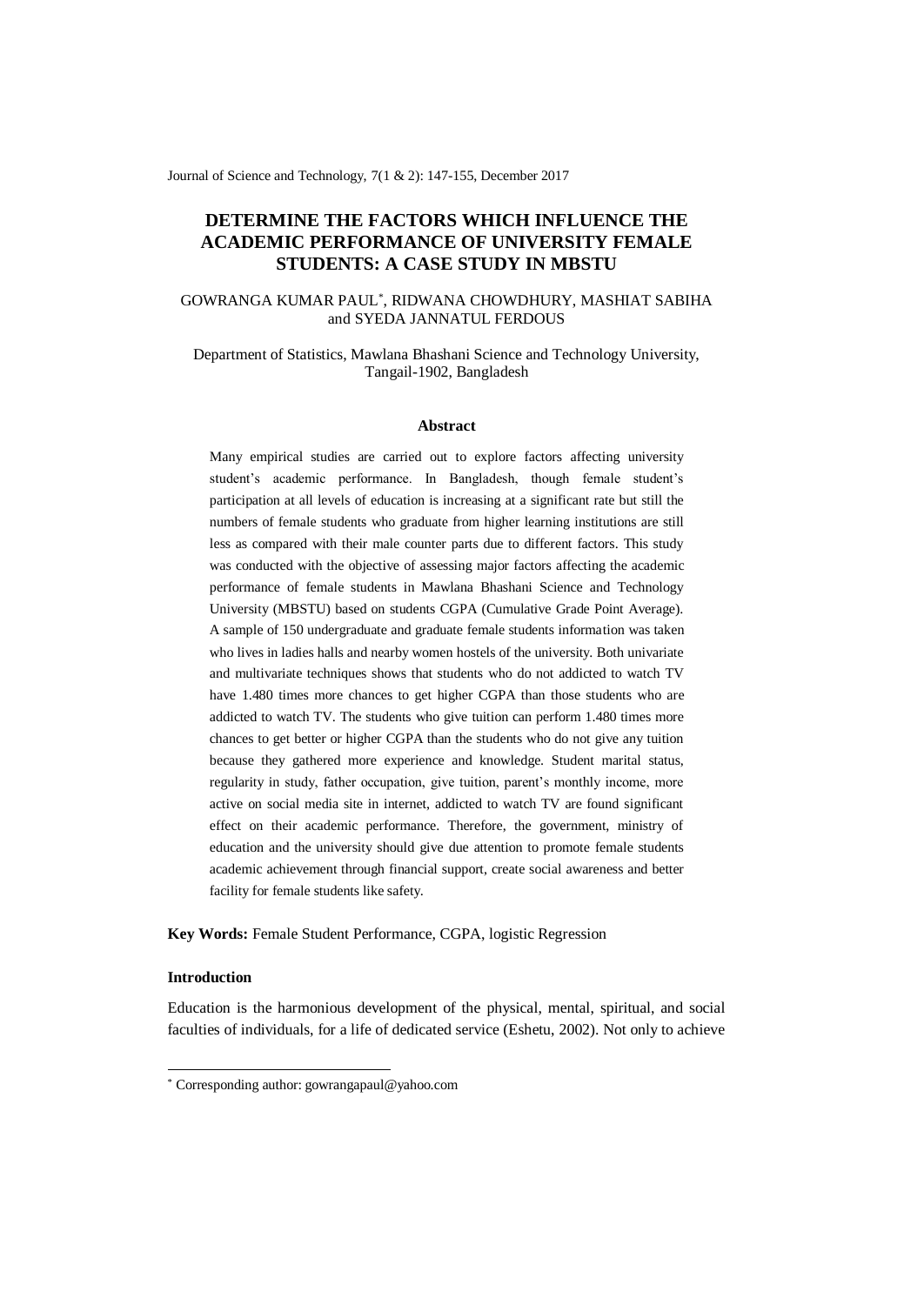# DETERMINE THE FACTORS WHICH INFLUENCE THE ACADEMIC PERFORMANCE OF UNIVERSITY FEMALE STUDENTS: A CASE STUDY IN MBSTU

GOWRANGA KUMAR PAUL*, RIDWANA CHOWDHURY, MASHIAT SABIHA and SYEDA JANNATUL FERDOUS

Department of Statistics, Mawlana Bhashani Science and Technology University, Tangail-1902, Bangladesh

### Abstract

Many empirical studies are carried out to explore factors affecting university student's academic performance. In Bangladesh, though female student's participation at all levels of education is increasing at a significant rate but still the numbers of female students who graduate from higher learning institutions are still less as compared with their male counter parts due to different factors. This study was conducted with the objective of assessing major factors affecting the academic performance of female students in Mawlana Bhashani Science and Technology University (MBSTU) based on students CGPA (Cumulative Grade Point Average). A sample of 150 undergraduate and graduate female students information was taken who lives in ladies halls and nearby women hostels of the university. Both univariate and multivariate techniques shows that students who do not addicted to watch TV have 1.480 times more chances to get higher CGPA than those students who are addicted to watch TV. The students who give tuition can perform 1.480 times more chances to get better or higher CGPA than the students who do not give any tuition because they gathered more experience and knowledge. Student marital status, regularity in study, father occupation, give tuition, parent's monthly income, more active on social media site in internet, addicted to watch TV are found significant effect on their academic performance. Therefore, the government, ministry of education and the university should give due attention to promote female students academic achievement through financial support, create social awareness and better facility for female students like safety.

**Key Words:** Female Student Performance, CGPA, logistic Regression

### Introduction

Education is the harmonious development of the physical, mental, spiritual, and social faculties of individuals, for a life of dedicated service (Eshetu, 2002). Not only to achieve

* Corresponding author: gowrangapaul@yahoo.com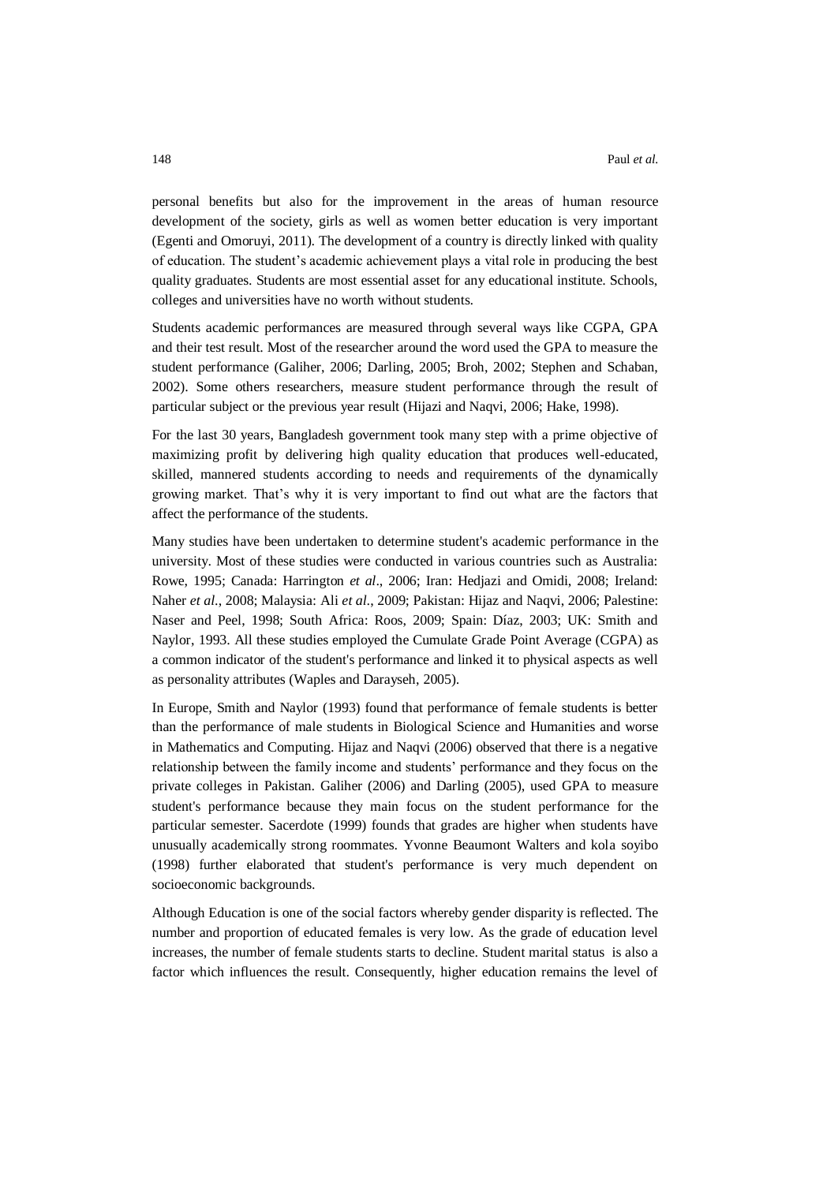personal benefits but also for the improvement in the areas of human resource development of the society, girls as well as women better education is very important (Egenti and Omoruyi, 2011). The development of a country is directly linked with quality of education. The student's academic achievement plays a vital role in producing the best quality graduates. Students are most essential asset for any educational institute. Schools, colleges and universities have no worth without students.

Students academic performances are measured through several ways like CGPA, GPA and their test result. Most of the researcher around the word used the GPA to measure the student performance (Galiher, 2006; Darling, 2005; Broh, 2002; Stephen and Schaban, 2002). Some others researchers, measure student performance through the result of particular subject or the previous year result (Hijazi and Naqvi, 2006; Hake, 1998).

For the last 30 years, Bangladesh government took many step with a prime objective of maximizing profit by delivering high quality education that produces well-educated, skilled, mannered students according to needs and requirements of the dynamically growing market. That's why it is very important to find out what are the factors that affect the performance of the students.

Many studies have been undertaken to determine student's academic performance in the university. Most of these studies were conducted in various countries such as Australia: Rowe, 1995; Canada: Harrington *et al*., 2006; Iran: Hedjazi and Omidi, 2008; Ireland: Naher *et al.*, 2008; Malaysia: Ali *et al*., 2009; Pakistan: Hijaz and Naqvi, 2006; Palestine: Naser and Peel, 1998; South Africa: Roos, 2009; Spain: Díaz, 2003; UK: Smith and Naylor, 1993. All these studies employed the Cumulate Grade Point Average (CGPA) as a common indicator of the student's performance and linked it to physical aspects as well as personality attributes (Waples and Darayseh, 2005).

In Europe, Smith and Naylor (1993) found that performance of female students is better than the performance of male students in Biological Science and Humanities and worse in Mathematics and Computing. Hijaz and Naqvi (2006) observed that there is a negative relationship between the family income and students' performance and they focus on the private colleges in Pakistan. Galiher (2006) and Darling (2005), used GPA to measure student's performance because they main focus on the student performance for the particular semester. Sacerdote (1999) founds that grades are higher when students have unusually academically strong roommates. Yvonne Beaumont Walters and kola soyibo (1998) further elaborated that student's performance is very much dependent on socioeconomic backgrounds.

Although Education is one of the social factors whereby gender disparity is reflected. The number and proportion of educated females is very low. As the grade of education level increases, the number of female students starts to decline. Student marital status is also a factor which influences the result. Consequently, higher education remains the level of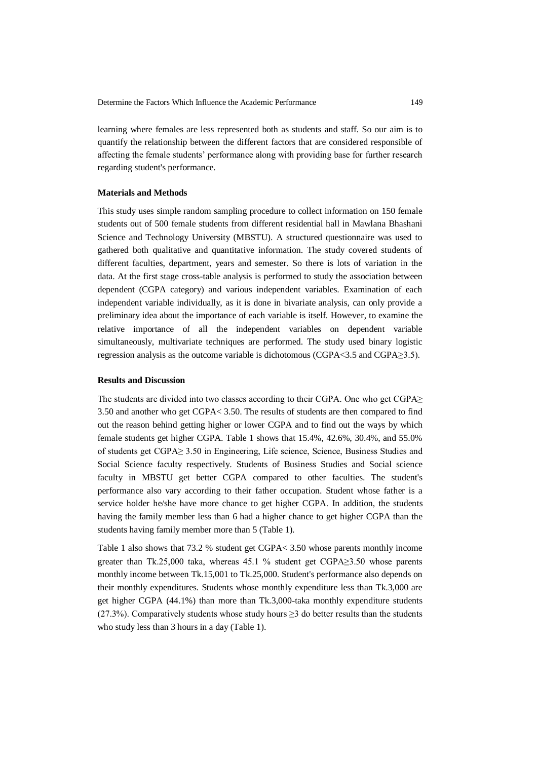learning where females are less represented both as students and staff. So our aim is to quantify the relationship between the different factors that are considered responsible of affecting the female students' performance along with providing base for further research regarding student's performance.

## Materials and Methods

This study uses simple random sampling procedure to collect information on 150 female students out of 500 female students from different residential hall in Mawlana Bhashani Science and Technology University (MBSTU). A structured questionnaire was used to gathered both qualitative and quantitative information. The study covered students of different faculties, department, years and semester. So there is lots of variation in the data. At the first stage cross-table analysis is performed to study the association between dependent (CGPA category) and various independent variables. Examination of each independent variable individually, as it is done in bivariate analysis, can only provide a preliminary idea about the importance of each variable is itself. However, to examine the relative importance of all the independent variables on dependent variable simultaneously, multivariate techniques are performed. The study used binary logistic regression analysis as the outcome variable is dichotomous (CGPA<3.5 and CGPA≥3.5).

## Results and Discussion

The students are divided into two classes according to their CGPA. One who get CGPA≥ 3.50 and another who get CGPA< 3.50. The results of students are then compared to find out the reason behind getting higher or lower CGPA and to find out the ways by which female students get higher CGPA. Table 1 shows that 15.4%, 42.6%, 30.4%, and 55.0% of students get CGPA≥ 3.50 in Engineering, Life science, Science, Business Studies and Social Science faculty respectively. Students of Business Studies and Social science faculty in MBSTU get better CGPA compared to other faculties. The student's performance also vary according to their father occupation. Student whose father is a service holder he/she have more chance to get higher CGPA. In addition, the students having the family member less than 6 had a higher chance to get higher CGPA than the students having family member more than 5 (Table 1).

Table 1 also shows that 73.2 % student get CGPA< 3.50 whose parents monthly income greater than Tk.25,000 taka, whereas 45.1 % student get CGPA≥3.50 whose parents monthly income between Tk.15,001 to Tk.25,000. Student's performance also depends on their monthly expenditures. Students whose monthly expenditure less than Tk.3,000 are get higher CGPA (44.1%) than more than Tk.3,000-taka monthly expenditure students (27.3%). Comparatively students whose study hours ≥3 do better results than the students who study less than 3 hours in a day (Table 1).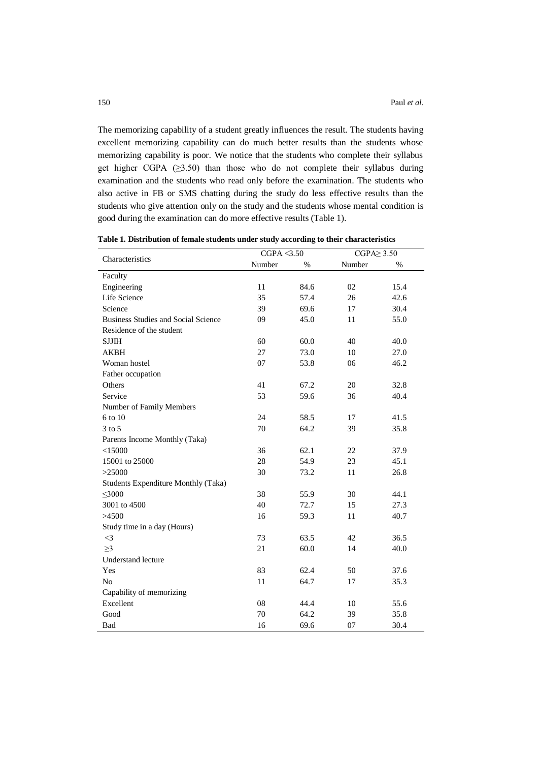The memorizing capability of a student greatly influences the result. The students having excellent memorizing capability can do much better results than the students whose memorizing capability is poor. We notice that the students who complete their syllabus get higher CGPA (≥3.50) than those who do not complete their syllabus during examination and the students who read only before the examination. The students who also active in FB or SMS chatting during the study do less effective results than the students who give attention only on the study and the students whose mental condition is good during the examination can do more effective results (Table 1).

**Table 1. Distribution of female students under study according to their characteristics**

| Characteristics | CGPA <3.50 | | CGPA≥ 3.50 | |
|---|---|---|---|---|
| | Number | % | Number | % |
| Faculty | | | | |
| Engineering | 11 | 84.6 | 02 | 15.4 |
| Life Science | 35 | 57.4 | 26 | 42.6 |
| Science | 39 | 69.6 | 17 | 30.4 |
| Business Studies and Social Science | 09 | 45.0 | 11 | 55.0 |
| Residence of the student | | | | |
| SJJIH | 60 | 60.0 | 40 | 40.0 |
| AKBH | 27 | 73.0 | 10 | 27.0 |
| Woman hostel | 07 | 53.8 | 06 | 46.2 |
| Father occupation | | | | |
| Others | 41 | 67.2 | 20 | 32.8 |
| Service | 53 | 59.6 | 36 | 40.4 |
| Number of Family Members | | | | |
| 6 to 10 | 24 | 58.5 | 17 | 41.5 |
| 3 to 5 | 70 | 64.2 | 39 | 35.8 |
| Parents Income Monthly (Taka) | | | | |
| <15000 | 36 | 62.1 | 22 | 37.9 |
| 15001 to 25000 | 28 | 54.9 | 23 | 45.1 |
| >25000 | 30 | 73.2 | 11 | 26.8 |
| Students Expenditure Monthly (Taka) | | | | |
| ≤3000 | 38 | 55.9 | 30 | 44.1 |
| 3001 to 4500 | 40 | 72.7 | 15 | 27.3 |
| >4500 | 16 | 59.3 | 11 | 40.7 |
| Study time in a day (Hours) | | | | |
| <3 | 73 | 63.5 | 42 | 36.5 |
| ≥3 | 21 | 60.0 | 14 | 40.0 |
| Understand lecture | | | | |
| Yes | 83 | 62.4 | 50 | 37.6 |
| No | 11 | 64.7 | 17 | 35.3 |
| Capability of memorizing | | | | |
| Excellent | 08 | 44.4 | 10 | 55.6 |
| Good | 70 | 64.2 | 39 | 35.8 |
| Bad | 16 | 69.6 | 07 | 30.4 |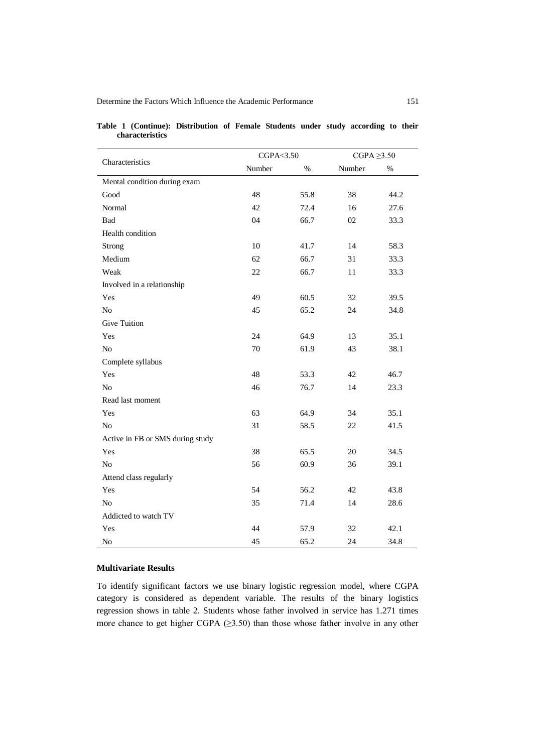**Table 1 (Continue): Distribution of Female Students under study according to their characteristics**

| Characteristics | CGPA<3.50 | | CGPA ≥3.50 | |
|---|---|---|---|---|
| | Number | % | Number | % |
| Mental condition during exam | | | | |
| Good | 48 | 55.8 | 38 | 44.2 |
| Normal | 42 | 72.4 | 16 | 27.6 |
| Bad | 04 | 66.7 | 02 | 33.3 |
| Health condition | | | | |
| Strong | 10 | 41.7 | 14 | 58.3 |
| Medium | 62 | 66.7 | 31 | 33.3 |
| Weak | 22 | 66.7 | 11 | 33.3 |
| Involved in a relationship | | | | |
| Yes | 49 | 60.5 | 32 | 39.5 |
| No | 45 | 65.2 | 24 | 34.8 |
| Give Tuition | | | | |
| Yes | 24 | 64.9 | 13 | 35.1 |
| No | 70 | 61.9 | 43 | 38.1 |
| Complete syllabus | | | | |
| Yes | 48 | 53.3 | 42 | 46.7 |
| No | 46 | 76.7 | 14 | 23.3 |
| Read last moment | | | | |
| Yes | 63 | 64.9 | 34 | 35.1 |
| No | 31 | 58.5 | 22 | 41.5 |
| Active in FB or SMS during study | | | | |
| Yes | 38 | 65.5 | 20 | 34.5 |
| No | 56 | 60.9 | 36 | 39.1 |
| Attend class regularly | | | | |
| Yes | 54 | 56.2 | 42 | 43.8 |
| No | 35 | 71.4 | 14 | 28.6 |
| Addicted to watch TV | | | | |
| Yes | 44 | 57.9 | 32 | 42.1 |
| No | 45 | 65.2 | 24 | 34.8 |

### Multivariate Results

To identify significant factors we use binary logistic regression model, where CGPA category is considered as dependent variable. The results of the binary logistics regression shows in table 2. Students whose father involved in service has 1.271 times more chance to get higher CGPA (≥3.50) than those whose father involve in any other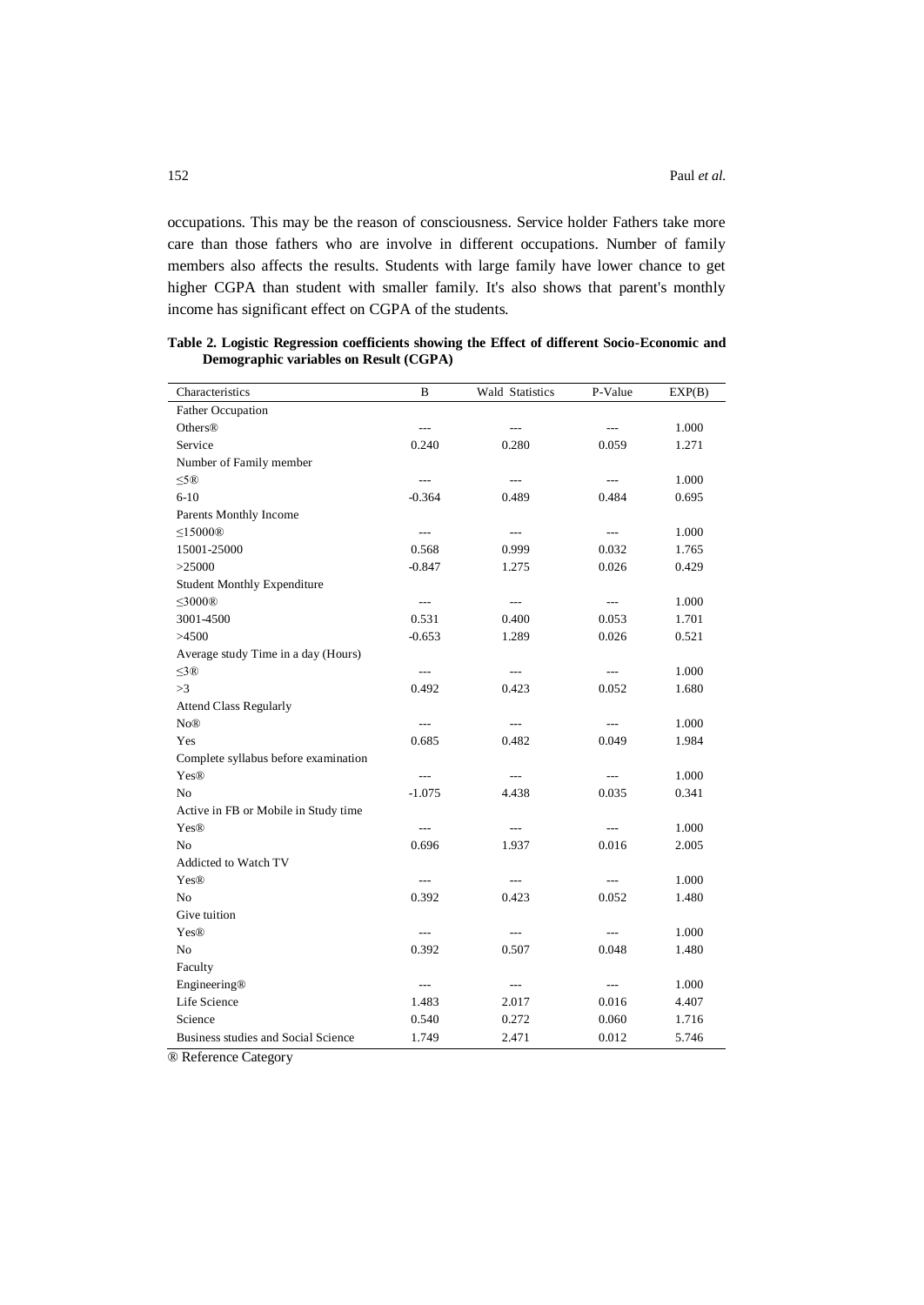occupations. This may be the reason of consciousness. Service holder Fathers take more care than those fathers who are involve in different occupations. Number of family members also affects the results. Students with large family have lower chance to get higher CGPA than student with smaller family. It's also shows that parent's monthly income has significant effect on CGPA of the students.

**Table 2. Logistic Regression coefficients showing the Effect of different Socio-Economic and Demographic variables on Result (CGPA)**

| Characteristics | B | Wald Statistics | P-Value | EXP(B) |
|---|---|---|---|---|
| Father Occupation | | | | |
| Others® | --- | --- | --- | 1.000 |
| Service | 0.240 | 0.280 | 0.059 | 1.271 |
| Number of Family member | | | | |
| ≤5® | --- | --- | --- | 1.000 |
| 6-10 | -0.364 | 0.489 | 0.484 | 0.695 |
| Parents Monthly Income | | | | |
| ≤15000® | --- | --- | --- | 1.000 |
| 15001-25000 | 0.568 | 0.999 | 0.032 | 1.765 |
| >25000 | -0.847 | 1.275 | 0.026 | 0.429 |
| Student Monthly Expenditure | | | | |
| ≤3000® | --- | --- | --- | 1.000 |
| 3001-4500 | 0.531 | 0.400 | 0.053 | 1.701 |
| >4500 | -0.653 | 1.289 | 0.026 | 0.521 |
| Average study Time in a day (Hours) | | | | |
| ≤3® | --- | --- | --- | 1.000 |
| >3 | 0.492 | 0.423 | 0.052 | 1.680 |
| Attend Class Regularly | | | | |
| No® | --- | --- | --- | 1.000 |
| Yes | 0.685 | 0.482 | 0.049 | 1.984 |
| Complete syllabus before examination | | | | |
| Yes® | --- | --- | --- | 1.000 |
| No | -1.075 | 4.438 | 0.035 | 0.341 |
| Active in FB or Mobile in Study time | | | | |
| Yes® | --- | --- | --- | 1.000 |
| No | 0.696 | 1.937 | 0.016 | 2.005 |
| Addicted to Watch TV | | | | |
| Yes® | --- | --- | --- | 1.000 |
| No | 0.392 | 0.423 | 0.052 | 1.480 |
| Give tuition | | | | |
| Yes® | --- | --- | --- | 1.000 |
| No | 0.392 | 0.507 | 0.048 | 1.480 |
| Faculty | | | | |
| Engineering® | --- | --- | --- | 1.000 |
| Life Science | 1.483 | 2.017 | 0.016 | 4.407 |
| Science | 0.540 | 0.272 | 0.060 | 1.716 |
| Business studies and Social Science | 1.749 | 2.471 | 0.012 | 5.746 |

® Reference Category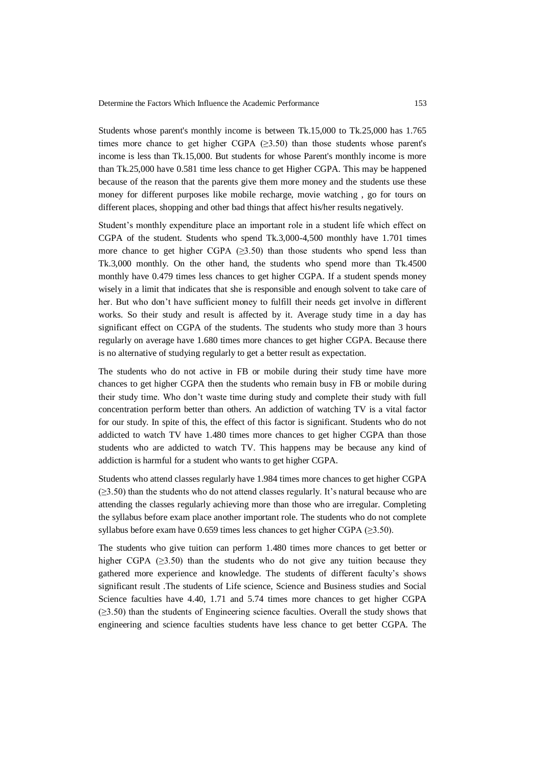Students whose parent's monthly income is between Tk.15,000 to Tk.25,000 has 1.765 times more chance to get higher CGPA ($\geq$3.50) than those students whose parent's income is less than Tk.15,000. But students for whose Parent's monthly income is more than Tk.25,000 have 0.581 time less chance to get Higher CGPA. This may be happened because of the reason that the parents give them more money and the students use these money for different purposes like mobile recharge, movie watching , go for tours on different places, shopping and other bad things that affect his/her results negatively.

Student's monthly expenditure place an important role in a student life which effect on CGPA of the student. Students who spend Tk.3,000-4,500 monthly have 1.701 times more chance to get higher CGPA ($\geq$3.50) than those students who spend less than Tk.3,000 monthly. On the other hand, the students who spend more than Tk.4500 monthly have 0.479 times less chances to get higher CGPA. If a student spends money wisely in a limit that indicates that she is responsible and enough solvent to take care of her. But who don't have sufficient money to fulfill their needs get involve in different works. So their study and result is affected by it. Average study time in a day has significant effect on CGPA of the students. The students who study more than 3 hours regularly on average have 1.680 times more chances to get higher CGPA. Because there is no alternative of studying regularly to get a better result as expectation.

The students who do not active in FB or mobile during their study time have more chances to get higher CGPA then the students who remain busy in FB or mobile during their study time. Who don't waste time during study and complete their study with full concentration perform better than others. An addiction of watching TV is a vital factor for our study. In spite of this, the effect of this factor is significant. Students who do not addicted to watch TV have 1.480 times more chances to get higher CGPA than those students who are addicted to watch TV. This happens may be because any kind of addiction is harmful for a student who wants to get higher CGPA.

Students who attend classes regularly have 1.984 times more chances to get higher CGPA ($\geq$3.50) than the students who do not attend classes regularly. It's natural because who are attending the classes regularly achieving more than those who are irregular. Completing the syllabus before exam place another important role. The students who do not complete syllabus before exam have 0.659 times less chances to get higher CGPA ($\geq$3.50).

The students who give tuition can perform 1.480 times more chances to get better or higher CGPA ($\geq$3.50) than the students who do not give any tuition because they gathered more experience and knowledge. The students of different faculty's shows significant result .The students of Life science, Science and Business studies and Social Science faculties have 4.40, 1.71 and 5.74 times more chances to get higher CGPA ($\geq$3.50) than the students of Engineering science faculties. Overall the study shows that engineering and science faculties students have less chance to get better CGPA. The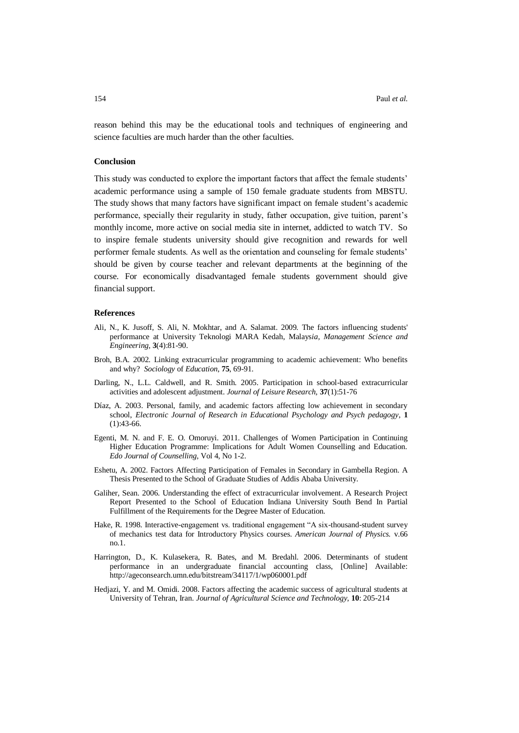reason behind this may be the educational tools and techniques of engineering and science faculties are much harder than the other faculties.

### Conclusion

This study was conducted to explore the important factors that affect the female students' academic performance using a sample of 150 female graduate students from MBSTU. The study shows that many factors have significant impact on female student's academic performance, specially their regularity in study, father occupation, give tuition, parent's monthly income, more active on social media site in internet, addicted to watch TV. So to inspire female students university should give recognition and rewards for well performer female students. As well as the orientation and counseling for female students' should be given by course teacher and relevant departments at the beginning of the course. For economically disadvantaged female students government should give financial support.

### References

Ali, N., K. Jusoff, S. Ali, N. Mokhtar, and A. Salamat. 2009. The factors influencing students' performance at University Teknologi MARA Kedah, Malays*ia, Management Science and Engineering*, **3**(4):81-90.

Broh, B.A. 2002. Linking extracurricular programming to academic achievement: Who benefits and why? *Sociology* of *Education*, **75**, 69-91.

Darling, N., L.L. Caldwell, and R. Smith. 2005. Participation in school-based extracurricular activities and adolescent adjustment. *Journal of Leisure Research,* **37**(1):51-76

Díaz, A. 2003. Personal, family, and academic factors affecting low achievement in secondary school, *Electronic Journal of Research in Educational Psychology and Psych pedagogy*, **1** (1):43-66.

Egenti, M. N. and F. E. O. Omoruyi. 2011. Challenges of Women Participation in Continuing Higher Education Programme: Implications for Adult Women Counselling and Education. *Edo Journal of Counselling*, Vol 4, No 1-2.

Eshetu, A. 2002. Factors Affecting Participation of Females in Secondary in Gambella Region. A Thesis Presented to the School of Graduate Studies of Addis Ababa University.

Galiher, Sean. 2006. Understanding the effect of extracurricular involvement. A Research Project Report Presented to the School of Education Indiana University South Bend In Partial Fulfillment of the Requirements for the Degree Master of Education.

Hake, R. 1998. Interactive-engagement vs. traditional engagement "A six-thousand-student survey of mechanics test data for Introductory Physics courses. *American Journal of Physics.* v.66 no.1.

Harrington, D., K. Kulasekera, R. Bates, and M. Bredahl. 2006. Determinants of student performance in an undergraduate financial accounting class, [Online] Available: http://ageconsearch.umn.edu/bitstream/34117/1/wp060001.pdf

Hedjazi, Y. and M. Omidi. 2008. Factors affecting the academic success of agricultural students at University of Tehran, Iran. *Journal of Agricultural Science and Technology,* **10**: 205-214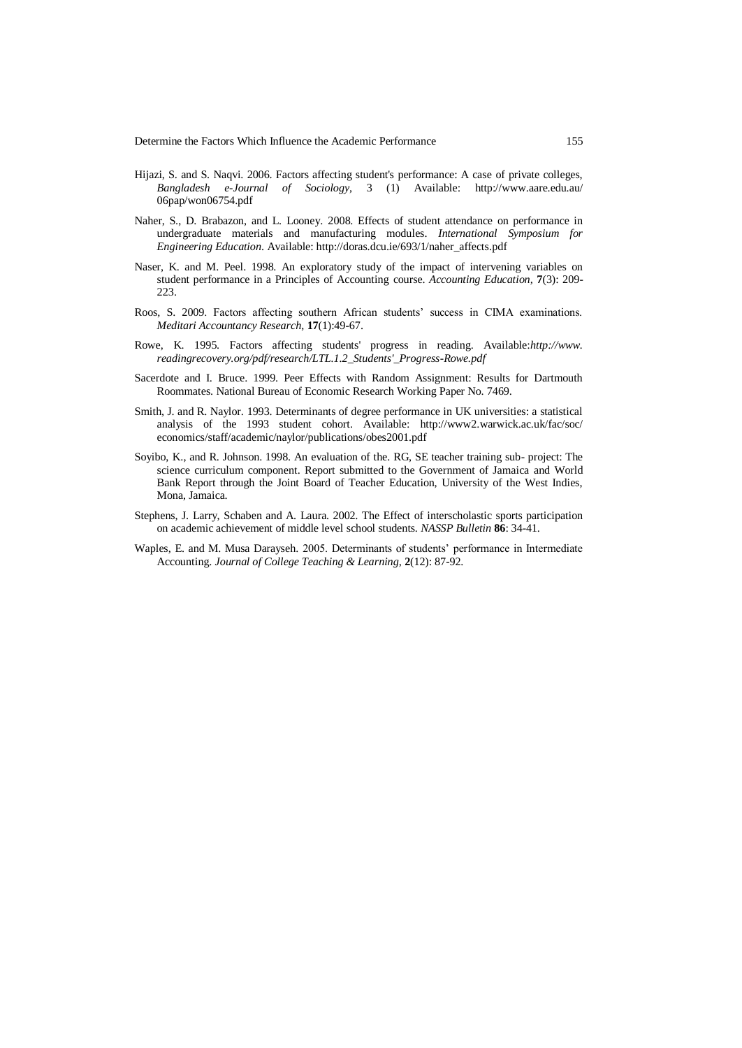Hijazi, S. and S. Naqvi. 2006. Factors affecting student's performance: A case of private colleges, *Bangladesh e-Journal of Sociology*, 3 (1) Available: http://www.aare.edu.au/06pap/won06754.pdf

Naher, S., D. Brabazon, and L. Looney. 2008. Effects of student attendance on performance in undergraduate materials and manufacturing modules. *International Symposium for Engineering Education*. Available: http://doras.dcu.ie/693/1/naher_affects.pdf

Naser, K. and M. Peel. 1998. An exploratory study of the impact of intervening variables on student performance in a Principles of Accounting course. *Accounting Education*, **7**(3): 209-223.

Roos, S. 2009. Factors affecting southern African students' success in CIMA examinations. *Meditari Accountancy Research*, **17**(1):49-67.

Rowe, K. 1995. Factors affecting students' progress in reading. Available:*http://www.readingrecovery.org/pdf/research/LTL.1.2_Students'_Progress-Rowe.pdf*

Sacerdote and I. Bruce. 1999. Peer Effects with Random Assignment: Results for Dartmouth Roommates. National Bureau of Economic Research Working Paper No. 7469.

Smith, J. and R. Naylor. 1993. Determinants of degree performance in UK universities: a statistical analysis of the 1993 student cohort. Available: http://www2.warwick.ac.uk/fac/soc/economics/staff/academic/naylor/publications/obes2001.pdf

Soyibo, K., and R. Johnson. 1998. An evaluation of the. RG, SE teacher training sub- project: The science curriculum component. Report submitted to the Government of Jamaica and World Bank Report through the Joint Board of Teacher Education, University of the West Indies, Mona, Jamaica.

Stephens, J. Larry, Schaben and A. Laura. 2002. The Effect of interscholastic sports participation on academic achievement of middle level school students. *NASSP Bulletin* **86**: 34-41.

Waples, E. and M. Musa Darayseh. 2005. Determinants of students' performance in Intermediate Accounting. *Journal of College Teaching & Learning*, **2**(12): 87-92.